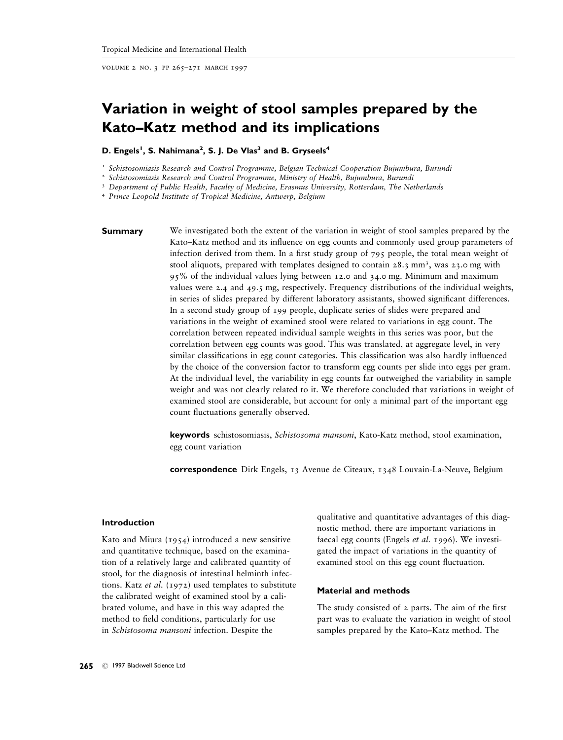# Variation in weight of stool samples prepared by the Kato–Katz method and its implications

**D. Engels[1], S. Nahimana[2], S. J. De Vlas[3] and B. Gryseels[4]**

[1] *Schistosomiasis Research and Control Programme, Belgian Technical Cooperation Bujumbura, Burundi*
[2] *Schistosomiasis Research and Control Programme, Ministry of Health, Bujumbura, Burundi*
[3] *Department of Public Health, Faculty of Medicine, Erasmus University, Rotterdam, The Netherlands*
[4] *Prince Leopold Institute of Tropical Medicine, Antwerp, Belgium*

**Summary** We investigated both the extent of the variation in weight of stool samples prepared by the Kato–Katz method and its influence on egg counts and commonly used group parameters of infection derived from them. In a first study group of 795 people, the total mean weight of stool aliquots, prepared with templates designed to contain 28.3 $mm^3$, was 23.0 mg with 95% of the individual values lying between 12.0 and 34.0 mg. Minimum and maximum values were 2.4 and 49.5 mg, respectively. Frequency distributions of the individual weights, in series of slides prepared by different laboratory assistants, showed significant differences. In a second study group of 199 people, duplicate series of slides were prepared and variations in the weight of examined stool were related to variations in egg count. The correlation between repeated individual sample weights in this series was poor, but the correlation between egg counts was good. This was translated, at aggregate level, in very similar classifications in egg count categories. This classification was also hardly influenced by the choice of the conversion factor to transform egg counts per slide into eggs per gram. At the individual level, the variability in egg counts far outweighed the variability in sample weight and was not clearly related to it. We therefore concluded that variations in weight of examined stool are considerable, but account for only a minimal part of the important egg count fluctuations generally observed.

**keywords** schistosomiasis, *Schistosoma mansoni*, Kato-Katz method, stool examination, egg count variation

**correspondence** Dirk Engels, 13 Avenue de Citeaux, 1348 Louvain-La-Neuve, Belgium

## Introduction

Kato and Miura (1954) introduced a new sensitive and quantitative technique, based on the examination of a relatively large and calibrated quantity of stool, for the diagnosis of intestinal helminth infections. Katz *et al.* (1972) used templates to substitute the calibrated weight of examined stool by a calibrated volume, and have in this way adapted the method to field conditions, particularly for use in *Schistosoma mansoni* infection. Despite the qualitative and quantitative advantages of this diagnostic method, there are important variations in faecal egg counts (Engels *et al.* 1996). We investigated the impact of variations in the quantity of examined stool on this egg count fluctuation.

## Material and methods

The study consisted of 2 parts. The aim of the first part was to evaluate the variation in weight of stool samples prepared by the Kato–Katz method. The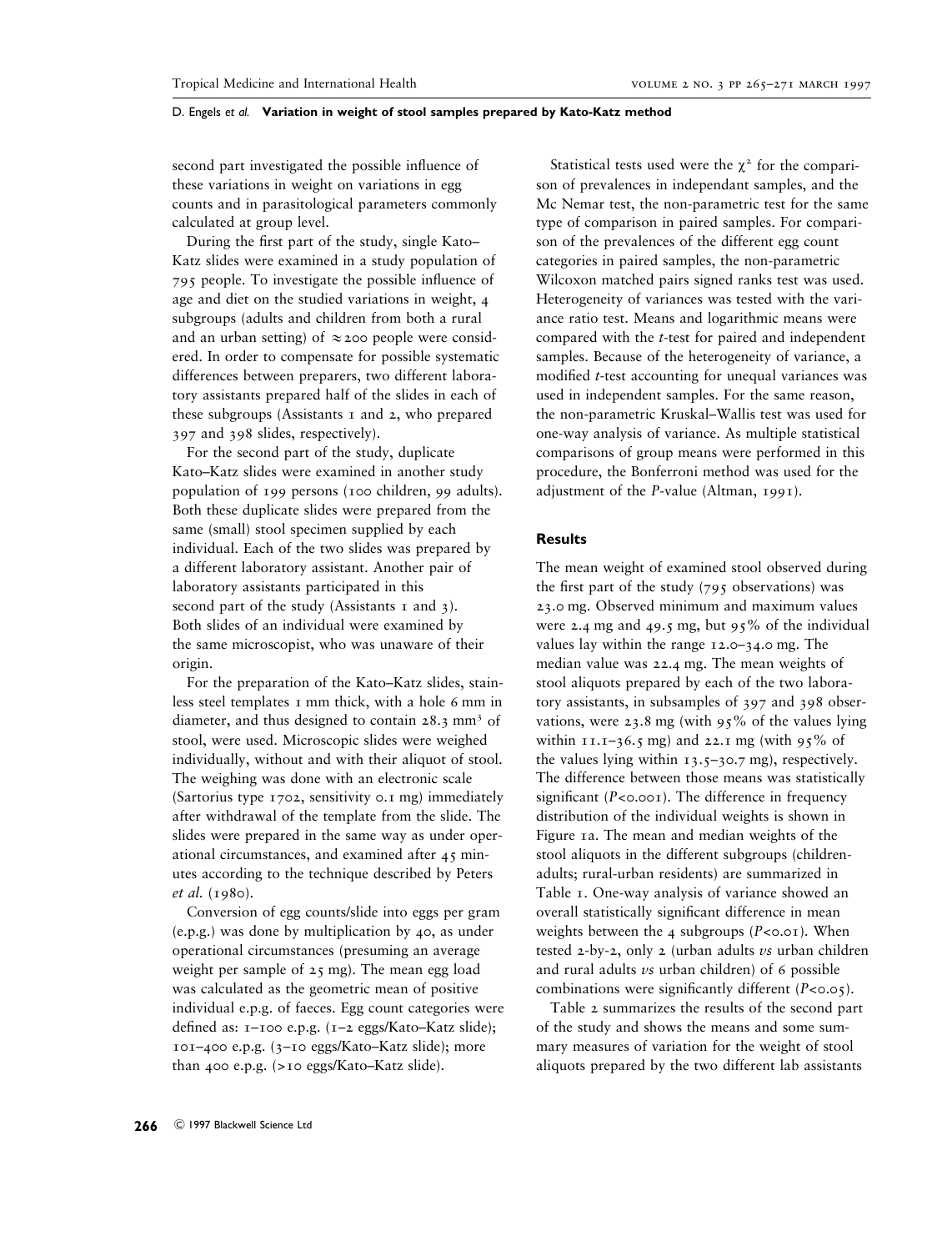second part investigated the possible influence of these variations in weight on variations in egg counts and in parasitological parameters commonly calculated at group level.

During the first part of the study, single Kato–Katz slides were examined in a study population of 795 people. To investigate the possible influence of age and diet on the studied variations in weight, 4 subgroups (adults and children from both a rural and an urban setting) of ≈200 people were considered. In order to compensate for possible systematic differences between preparers, two different laboratory assistants prepared half of the slides in each of these subgroups (Assistants 1 and 2, who prepared 397 and 398 slides, respectively).

For the second part of the study, duplicate Kato–Katz slides were examined in another study population of 199 persons (100 children, 99 adults). Both these duplicate slides were prepared from the same (small) stool specimen supplied by each individual. Each of the two slides was prepared by a different laboratory assistant. Another pair of laboratory assistants participated in this second part of the study (Assistants 1 and 3). Both slides of an individual were examined by the same microscopist, who was unaware of their origin.

For the preparation of the Kato–Katz slides, stainless steel templates 1 mm thick, with a hole 6 mm in diameter, and thus designed to contain 28.3 $mm^3$ of stool, were used. Microscopic slides were weighed individually, without and with their aliquot of stool. The weighing was done with an electronic scale (Sartorius type 1702, sensitivity 0.1 mg) immediately after withdrawal of the template from the slide. The slides were prepared in the same way as under operational circumstances, and examined after 45 minutes according to the technique described by Peters *et al.* (1980).

Conversion of egg counts/slide into eggs per gram (e.p.g.) was done by multiplication by 40, as under operational circumstances (presuming an average weight per sample of 25 mg). The mean egg load was calculated as the geometric mean of positive individual e.p.g. of faeces. Egg count categories were defined as: 1–100 e.p.g. (1–2 eggs/Kato–Katz slide); 101–400 e.p.g. (3–10 eggs/Kato–Katz slide); more than 400 e.p.g. (>10 eggs/Kato–Katz slide).

Statistical tests used were the $\chi^2$ for the comparison of prevalences in independant samples, and the Mc Nemar test, the non-parametric test for the same type of comparison in paired samples. For comparison of the prevalences of the different egg count categories in paired samples, the non-parametric Wilcoxon matched pairs signed ranks test was used. Heterogeneity of variances was tested with the variance ratio test. Means and logarithmic means were compared with the *t*-test for paired and independent samples. Because of the heterogeneity of variance, a modified *t*-test accounting for unequal variances was used in independent samples. For the same reason, the non-parametric Kruskal–Wallis test was used for one-way analysis of variance. As multiple statistical comparisons of group means were performed in this procedure, the Bonferroni method was used for the adjustment of the *P*-value (Altman, 1991).

## Results

The mean weight of examined stool observed during the first part of the study (795 observations) was 23.0 mg. Observed minimum and maximum values were 2.4 mg and 49.5 mg, but 95% of the individual values lay within the range 12.0–34.0 mg. The median value was 22.4 mg. The mean weights of stool aliquots prepared by each of the two laboratory assistants, in subsamples of 397 and 398 observations, were 23.8 mg (with 95% of the values lying within 11.1–36.5 mg) and 22.1 mg (with 95% of the values lying within 13.5–30.7 mg), respectively. The difference between those means was statistically significant ($P<0.001$). The difference in frequency distribution of the individual weights is shown in Figure 1a. The mean and median weights of the stool aliquots in the different subgroups (children-adults; rural-urban residents) are summarized in Table 1. One-way analysis of variance showed an overall statistically significant difference in mean weights between the 4 subgroups ($P<0.01$). When tested 2-by-2, only 2 (urban adults *vs* urban children and rural adults *vs* urban children) of 6 possible combinations were significantly different ($P<0.05$).

Table 2 summarizes the results of the second part of the study and shows the means and some summary measures of variation for the weight of stool aliquots prepared by the two different lab assistants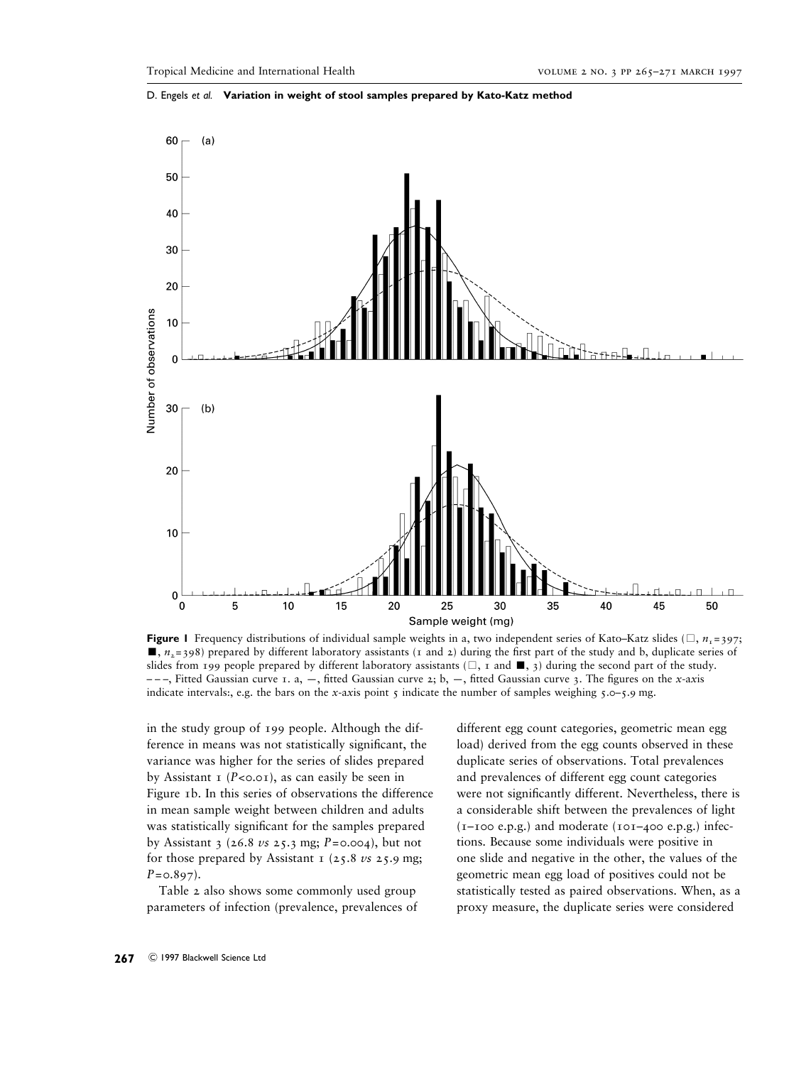**Figure 1** Frequency distributions of individual sample weights in a, two independent series of Kato–Katz slides (□, $n_1$ = 397; ■, $n_2$ = 398) prepared by different laboratory assistants (1 and 2) during the first part of the study and b, duplicate series of slides from 199 people prepared by different laboratory assistants (□, 1 and ■, 3) during the second part of the study. – – –, Fitted Gaussian curve 1. a, —, fitted Gaussian curve 2; b, —, fitted Gaussian curve 3. The figures on the *x*-axis indicate intervals:, e.g. the bars on the *x*-axis point 5 indicate the number of samples weighing 5.0–5.9 mg.

in the study group of 199 people. Although the difference in means was not statistically significant, the variance was higher for the series of slides prepared by Assistant 1 ($P$<0.01), as can easily be seen in Figure 1b. In this series of observations the difference in mean sample weight between children and adults was statistically significant for the samples prepared by Assistant 3 (26.8 *vs* 25.3 mg; $P$=0.004), but not for those prepared by Assistant 1 (25.8 *vs* 25.9 mg; $P$=0.897).

Table 2 also shows some commonly used group parameters of infection (prevalence, prevalences of different egg count categories, geometric mean egg load) derived from the egg counts observed in these duplicate series of observations. Total prevalences and prevalences of different egg count categories were not significantly different. Nevertheless, there is a considerable shift between the prevalences of light (1–100 e.p.g.) and moderate (101–400 e.p.g.) infections. Because some individuals were positive in one slide and negative in the other, the values of the geometric mean egg load of positives could not be statistically tested as paired observations. When, as a proxy measure, the duplicate series were considered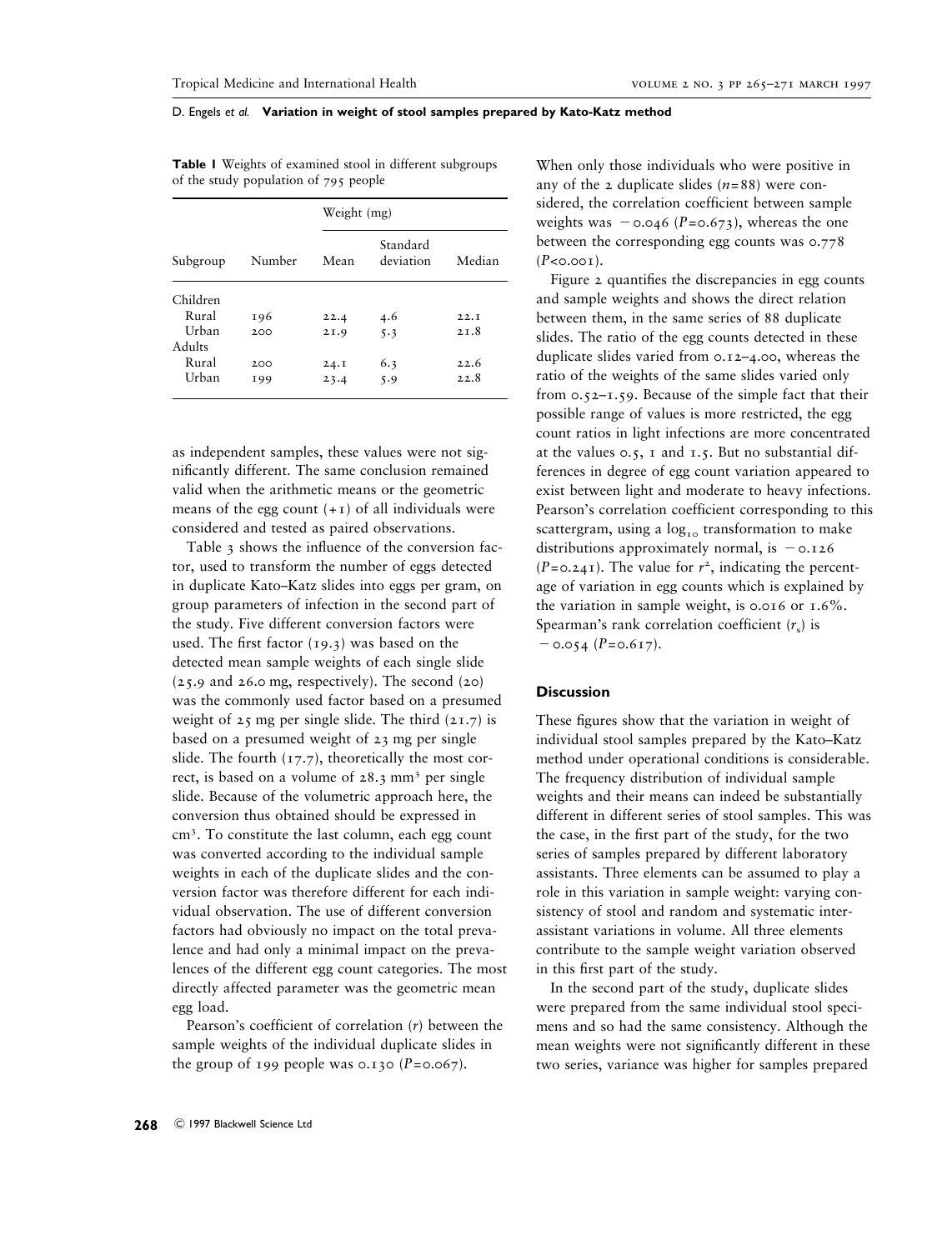**Table 1** Weights of examined stool in different subgroups of the study population of 795 people

| Subgroup | Number | Weight (mg) | | |
|---|---|---|---|---|
| | | Mean | Standard deviation | Median |
| Children | | | | |
| Rural | 196 | 22.4 | 4.6 | 22.1 |
| Urban | 200 | 21.9 | 5.3 | 21.8 |
| Adults | | | | |
| Rural | 200 | 24.1 | 6.3 | 22.6 |
| Urban | 199 | 23.4 | 5.9 | 22.8 |

as independent samples, these values were not significantly different. The same conclusion remained valid when the arithmetic means or the geometric means of the egg count (+1) of all individuals were considered and tested as paired observations.

Table 3 shows the influence of the conversion factor, used to transform the number of eggs detected in duplicate Kato–Katz slides into eggs per gram, on group parameters of infection in the second part of the study. Five different conversion factors were used. The first factor (19.3) was based on the detected mean sample weights of each single slide (25.9 and 26.0 mg, respectively). The second (20) was the commonly used factor based on a presumed weight of 25 mg per single slide. The third (21.7) is based on a presumed weight of 23 mg per single slide. The fourth (17.7), theoretically the most correct, is based on a volume of 28.3 $mm^3$ per single slide. Because of the volumetric approach here, the conversion thus obtained should be expressed in $cm^3$. To constitute the last column, each egg count was converted according to the individual sample weights in each of the duplicate slides and the conversion factor was therefore different for each individual observation. The use of different conversion factors had obviously no impact on the total prevalence and had only a minimal impact on the prevalences of the different egg count categories. The most directly affected parameter was the geometric mean egg load.

Pearson's coefficient of correlation ($r$) between the sample weights of the individual duplicate slides in the group of 199 people was 0.130 ($P$=0.067).

When only those individuals who were positive in any of the 2 duplicate slides ($n$=88) were considered, the correlation coefficient between sample weights was −0.046 ($P$=0.673), whereas the one between the corresponding egg counts was 0.778 ($P$<0.001).

Figure 2 quantifies the discrepancies in egg counts and sample weights and shows the direct relation between them, in the same series of 88 duplicate slides. The ratio of the egg counts detected in these duplicate slides varied from 0.12–4.00, whereas the ratio of the weights of the same slides varied only from 0.52–1.59. Because of the simple fact that their possible range of values is more restricted, the egg count ratios in light infections are more concentrated at the values 0.5, 1 and 1.5. But no substantial differences in degree of egg count variation appeared to exist between light and moderate to heavy infections. Pearson's correlation coefficient corresponding to this scattergram, using a $\log_{10}$ transformation to make distributions approximately normal, is −0.126 ($P$=0.241). The value for $r^2$, indicating the percentage of variation in egg counts which is explained by the variation in sample weight, is 0.016 or 1.6%. Spearman's rank correlation coefficient ($r_s$) is −0.054 ($P$=0.617).

## Discussion

These figures show that the variation in weight of individual stool samples prepared by the Kato–Katz method under operational conditions is considerable. The frequency distribution of individual sample weights and their means can indeed be substantially different in different series of stool samples. This was the case, in the first part of the study, for the two series of samples prepared by different laboratory assistants. Three elements can be assumed to play a role in this variation in sample weight: varying consistency of stool and random and systematic inter-assistant variations in volume. All three elements contribute to the sample weight variation observed in this first part of the study.

In the second part of the study, duplicate slides were prepared from the same individual stool specimens and so had the same consistency. Although the mean weights were not significantly different in these two series, variance was higher for samples prepared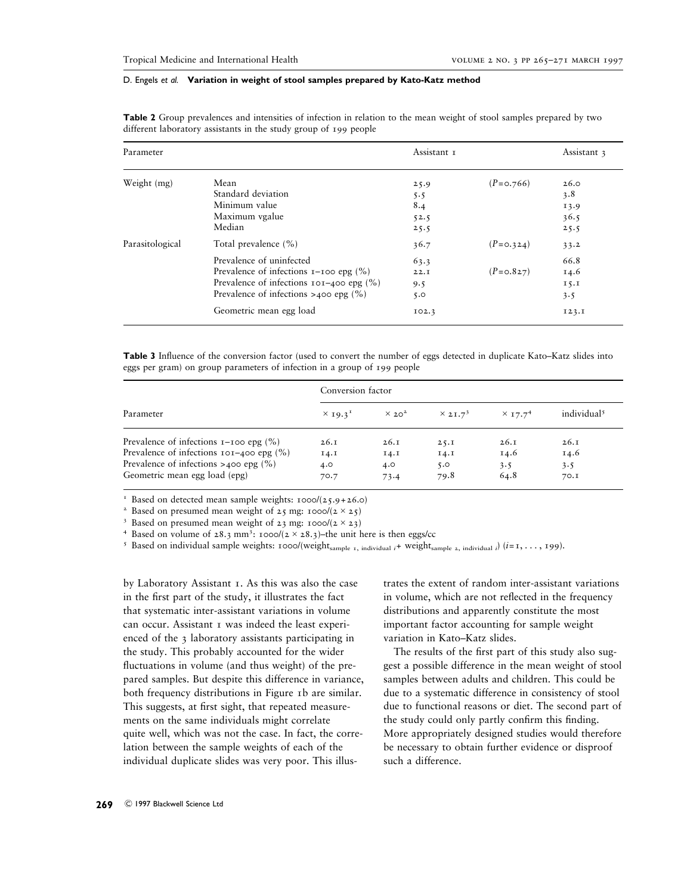**Table 2** Group prevalences and intensities of infection in relation to the mean weight of stool samples prepared by two different laboratory assistants in the study group of 199 people

| Parameter | | Assistant 1 | | Assistant 3 |
|---|---|---|---|---|
| Weight (mg) | Mean | 25.9 | (P=0.766) | 26.0 |
| | Standard deviation | 5.5 | | 3.8 |
| | Minimum value | 8.4 | | 13.9 |
| | Maximum vgalue | 52.5 | | 36.5 |
| | Median | 25.5 | | 25.5 |
| Parasitological | Total prevalence (%) | 36.7 | (P=0.324) | 33.2 |
| | Prevalence of uninfected | 63.3 | | 66.8 |
| | Prevalence of infections 1–100 epg (%) | 22.1 | (P=0.827) | 14.6 |
| | Prevalence of infections 101–400 epg (%) | 9.5 | | 15.1 |
| | Prevalence of infections >400 epg (%) | 5.0 | | 3.5 |
| | Geometric mean egg load | 102.3 | | 123.1 |

**Table 3** Influence of the conversion factor (used to convert the number of eggs detected in duplicate Kato–Katz slides into eggs per gram) on group parameters of infection in a group of 199 people

| Parameter | Conversion factor | | | | |
|---|---|---|---|---|---|
| | × 19.3[1] | × 20[2] | × 21.7[3] | × 17.7[4] | individual[5] |
| Prevalence of infections 1–100 epg (%) | 26.1 | 26.1 | 25.1 | 26.1 | 26.1 |
| Prevalence of infections 101–400 epg (%) | 14.1 | 14.1 | 14.1 | 14.6 | 14.6 |
| Prevalence of infections >400 epg (%) | 4.0 | 4.0 | 5.0 | 3.5 | 3.5 |
| Geometric mean egg load (epg) | 70.7 | 73.4 | 79.8 | 64.8 | 70.1 |

[1] Based on detected mean sample weights: 1000/(25.9 + 26.0)

[2] Based on presumed mean weight of 25 mg: 1000/(2 × 25)

[3] Based on presumed mean weight of 23 mg: 1000/(2 × 23)

[4] Based on volume of 28.3 mm³: 1000/(2 × 28.3)–the unit here is then eggs/cc

[5] Based on individual sample weights: 1000/($\text{weight}_{\text{sample 1, individual } i}$ + $\text{weight}_{\text{sample 2, individual } i}$) ($i$ = 1, . . . , 199).

by Laboratory Assistant 1. As this was also the case in the first part of the study, it illustrates the fact that systematic inter-assistant variations in volume can occur. Assistant 1 was indeed the least experienced of the 3 laboratory assistants participating in the study. This probably accounted for the wider fluctuations in volume (and thus weight) of the prepared samples. But despite this difference in variance, both frequency distributions in Figure 1b are similar. This suggests, at first sight, that repeated measurements on the same individuals might correlate quite well, which was not the case. In fact, the correlation between the sample weights of each of the individual duplicate slides was very poor. This illustrates the extent of random inter-assistant variations in volume, which are not reflected in the frequency distributions and apparently constitute the most important factor accounting for sample weight variation in Kato–Katz slides.

The results of the first part of this study also suggest a possible difference in the mean weight of stool samples between adults and children. This could be due to a systematic difference in consistency of stool due to functional reasons or diet. The second part of the study could only partly confirm this finding. More appropriately designed studies would therefore be necessary to obtain further evidence or disproof such a difference.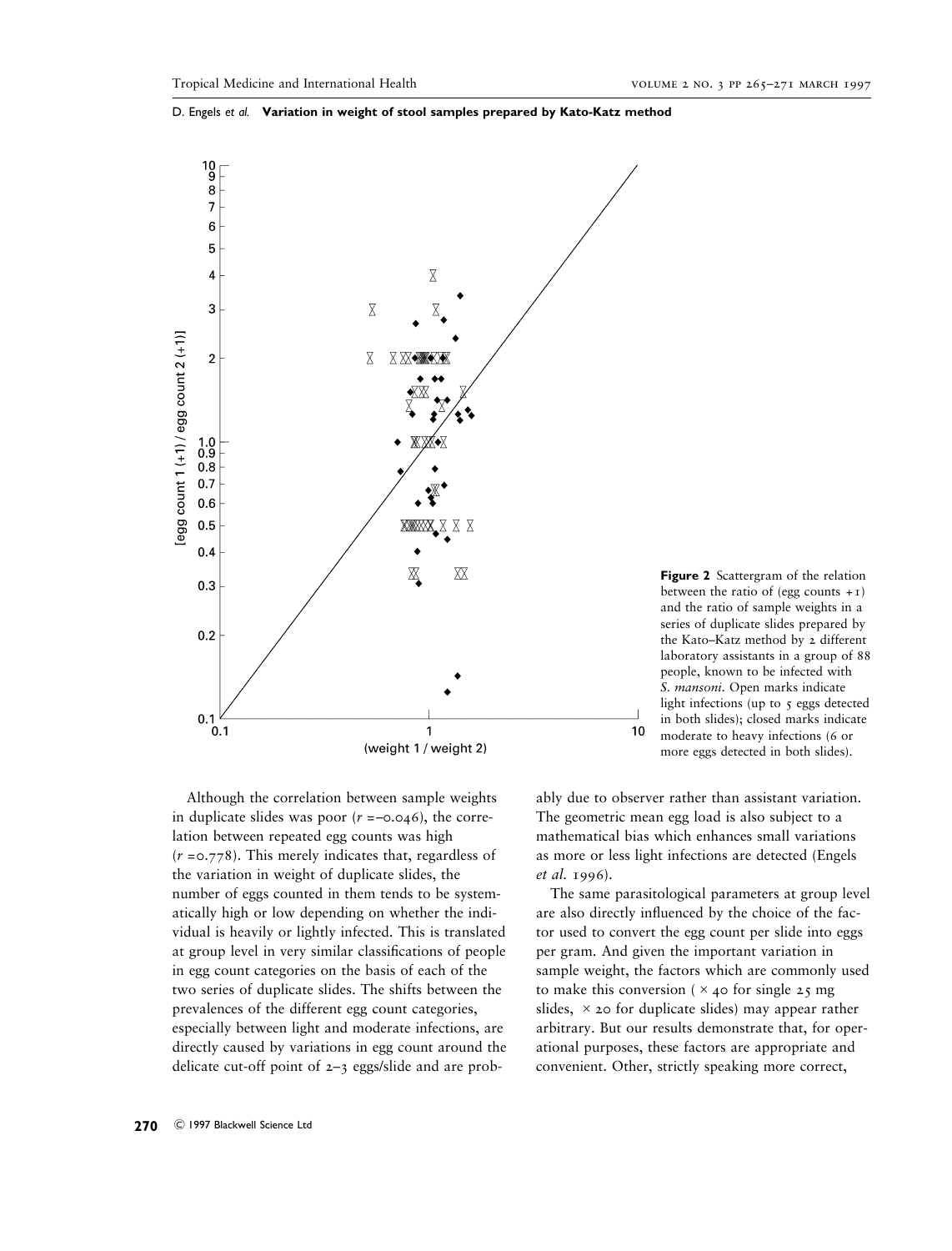**Figure 2** Scattergram of the relation between the ratio of (egg counts +1) and the ratio of sample weights in a series of duplicate slides prepared by the Kato–Katz method by 2 different laboratory assistants in a group of 88 people, known to be infected with *S. mansoni*. Open marks indicate light infections (up to 5 eggs detected in both slides); closed marks indicate moderate to heavy infections (6 or more eggs detected in both slides).

Although the correlation between sample weights in duplicate slides was poor ($r = -0.046$), the correlation between repeated egg counts was high ($r = 0.778$). This merely indicates that, regardless of the variation in weight of duplicate slides, the number of eggs counted in them tends to be systematically high or low depending on whether the individual is heavily or lightly infected. This is translated at group level in very similar classifications of people in egg count categories on the basis of each of the two series of duplicate slides. The shifts between the prevalences of the different egg count categories, especially between light and moderate infections, are directly caused by variations in egg count around the delicate cut-off point of 2–3 eggs/slide and are probably due to observer rather than assistant variation. The geometric mean egg load is also subject to a mathematical bias which enhances small variations as more or less light infections are detected (Engels *et al.* 1996).

The same parasitological parameters at group level are also directly influenced by the choice of the factor used to convert the egg count per slide into eggs per gram. And given the important variation in sample weight, the factors which are commonly used to make this conversion ( × 40 for single 25 mg slides, × 20 for duplicate slides) may appear rather arbitrary. But our results demonstrate that, for operational purposes, these factors are appropriate and convenient. Other, strictly speaking more correct,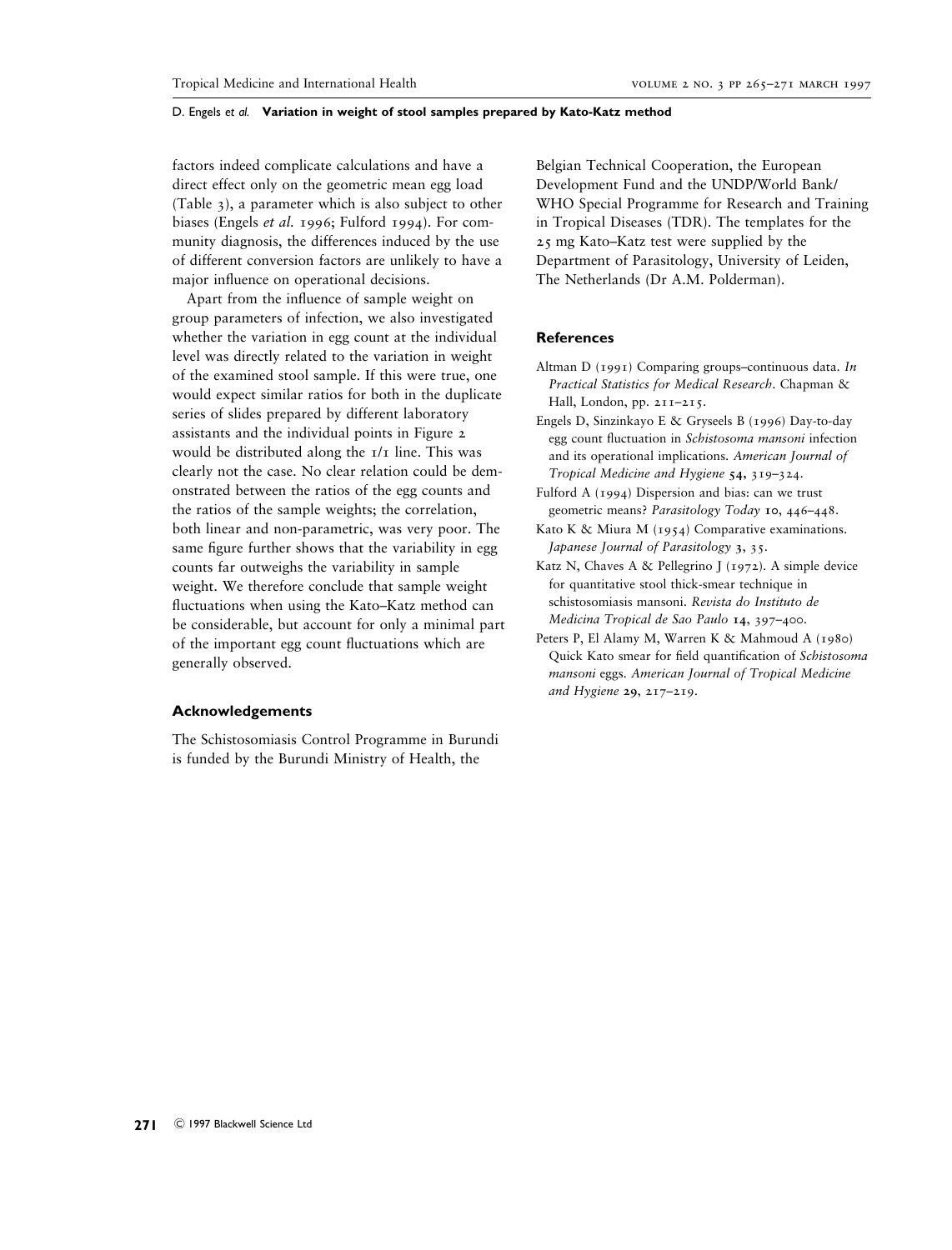factors indeed complicate calculations and have a direct effect only on the geometric mean egg load (Table 3), a parameter which is also subject to other biases (Engels *et al.* 1996; Fulford 1994). For community diagnosis, the differences induced by the use of different conversion factors are unlikely to have a major influence on operational decisions.

Apart from the influence of sample weight on group parameters of infection, we also investigated whether the variation in egg count at the individual level was directly related to the variation in weight of the examined stool sample. If this were true, one would expect similar ratios for both in the duplicate series of slides prepared by different laboratory assistants and the individual points in Figure 2 would be distributed along the 1/1 line. This was clearly not the case. No clear relation could be demonstrated between the ratios of the egg counts and the ratios of the sample weights; the correlation, both linear and non-parametric, was very poor. The same figure further shows that the variability in egg counts far outweighs the variability in sample weight. We therefore conclude that sample weight fluctuations when using the Kato–Katz method can be considerable, but account for only a minimal part of the important egg count fluctuations which are generally observed.

## Acknowledgements

The Schistosomiasis Control Programme in Burundi is funded by the Burundi Ministry of Health, the Belgian Technical Cooperation, the European Development Fund and the UNDP/World Bank/WHO Special Programme for Research and Training in Tropical Diseases (TDR). The templates for the 25 mg Kato–Katz test were supplied by the Department of Parasitology, University of Leiden, The Netherlands (Dr A.M. Polderman).

## References

Altman D (1991) Comparing groups–continuous data. *In Practical Statistics for Medical Research*. Chapman & Hall, London, pp. 211–215.

Engels D, Sinzinkayo E & Gryseels B (1996) Day-to-day egg count fluctuation in *Schistosoma mansoni* infection and its operational implications. *American Journal of Tropical Medicine and Hygiene* **54**, 319–324.

Fulford A (1994) Dispersion and bias: can we trust geometric means? *Parasitology Today* **10**, 446–448.

Kato K & Miura M (1954) Comparative examinations. *Japanese Journal of Parasitology* **3**, 35.

Katz N, Chaves A & Pellegrino J (1972). A simple device for quantitative stool thick-smear technique in schistosomiasis mansoni. *Revista do Instituto de Medicina Tropical de Sao Paulo* **14**, 397–400.

Peters P, El Alamy M, Warren K & Mahmoud A (1980) Quick Kato smear for field quantification of *Schistosoma mansoni* eggs. *American Journal of Tropical Medicine and Hygiene* **29**, 217–219.